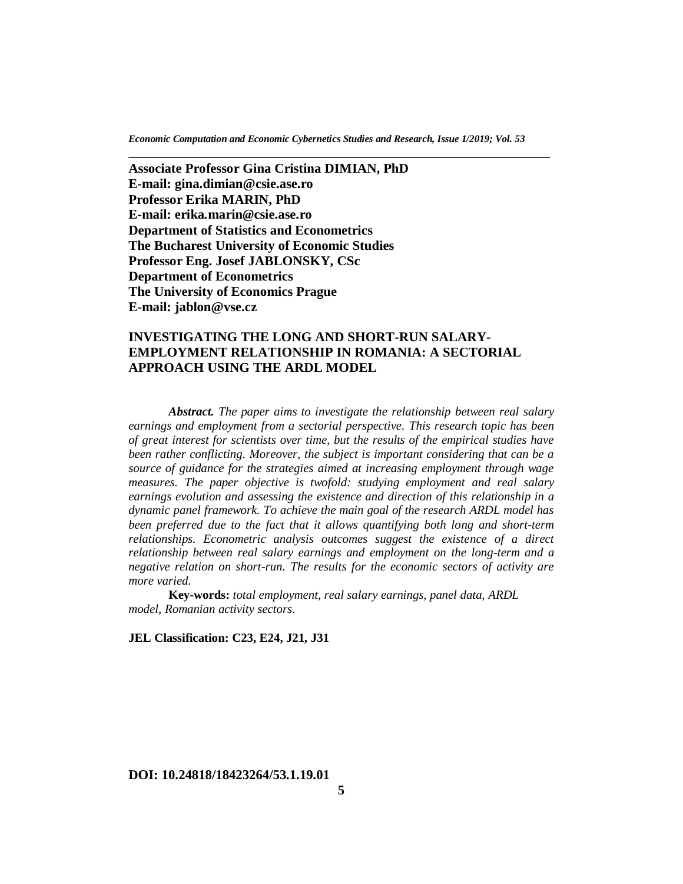**Associate Professor Gina Cristina DIMIAN, PhD**
**E-mail: gina.dimian@csie.ase.ro**
**Professor Erika MARIN, PhD**
**E-mail: erika.marin@csie.ase.ro**
**Department of Statistics and Econometrics**
**The Bucharest University of Economic Studies**
**Professor Eng. Josef JABLONSKY, CSc**
**Department of Econometrics**
**The University of Economics Prague**
**E-mail: jablon@vse.cz**

# INVESTIGATING THE LONG AND SHORT-RUN SALARY-EMPLOYMENT RELATIONSHIP IN ROMANIA: A SECTORIAL APPROACH USING THE ARDL MODEL

***Abstract.*** *The paper aims to investigate the relationship between real salary earnings and employment from a sectorial perspective. This research topic has been of great interest for scientists over time, but the results of the empirical studies have been rather conflicting. Moreover, the subject is important considering that can be a source of guidance for the strategies aimed at increasing employment through wage measures. The paper objective is twofold: studying employment and real salary earnings evolution and assessing the existence and direction of this relationship in a dynamic panel framework. To achieve the main goal of the research ARDL model has been preferred due to the fact that it allows quantifying both long and short-term relationships. Econometric analysis outcomes suggest the existence of a direct relationship between real salary earnings and employment on the long-term and a negative relation on short-run. The results for the economic sectors of activity are more varied.*

**Key-words:** *total employment, real salary earnings, panel data, ARDL model, Romanian activity sectors.*

**JEL Classification: C23, E24, J21, J31**

**DOI: 10.24818/18423264/53.1.19.01**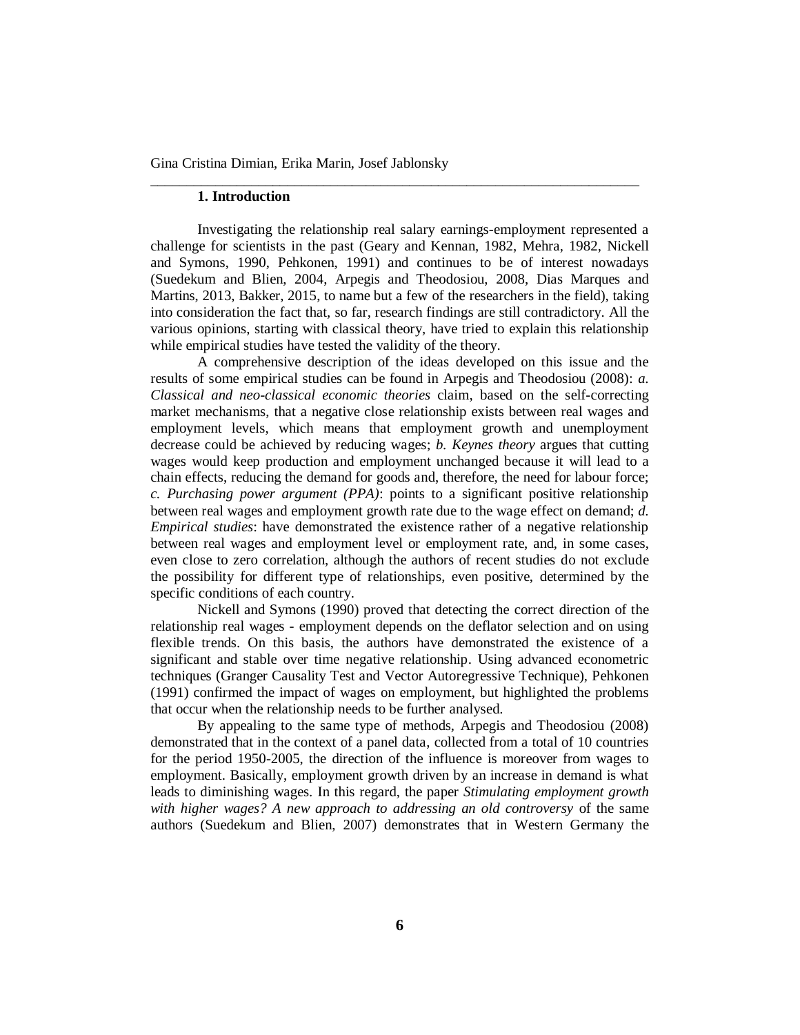## 1. Introduction

Investigating the relationship real salary earnings-employment represented a challenge for scientists in the past (Geary and Kennan, 1982, Mehra, 1982, Nickell and Symons, 1990, Pehkonen, 1991) and continues to be of interest nowadays (Suedekum and Blien, 2004, Arpegis and Theodosiou, 2008, Dias Marques and Martins, 2013, Bakker, 2015, to name but a few of the researchers in the field), taking into consideration the fact that, so far, research findings are still contradictory. All the various opinions, starting with classical theory, have tried to explain this relationship while empirical studies have tested the validity of the theory.

A comprehensive description of the ideas developed on this issue and the results of some empirical studies can be found in Arpegis and Theodosiou (2008): *a. Classical and neo-classical economic theories* claim, based on the self-correcting market mechanisms, that a negative close relationship exists between real wages and employment levels, which means that employment growth and unemployment decrease could be achieved by reducing wages; *b. Keynes theory* argues that cutting wages would keep production and employment unchanged because it will lead to a chain effects, reducing the demand for goods and, therefore, the need for labour force; *c. Purchasing power argument (PPA)*: points to a significant positive relationship between real wages and employment growth rate due to the wage effect on demand; *d. Empirical studies*: have demonstrated the existence rather of a negative relationship between real wages and employment level or employment rate, and, in some cases, even close to zero correlation, although the authors of recent studies do not exclude the possibility for different type of relationships, even positive, determined by the specific conditions of each country.

Nickell and Symons (1990) proved that detecting the correct direction of the relationship real wages - employment depends on the deflator selection and on using flexible trends. On this basis, the authors have demonstrated the existence of a significant and stable over time negative relationship. Using advanced econometric techniques (Granger Causality Test and Vector Autoregressive Technique), Pehkonen (1991) confirmed the impact of wages on employment, but highlighted the problems that occur when the relationship needs to be further analysed.

By appealing to the same type of methods, Arpegis and Theodosiou (2008) demonstrated that in the context of a panel data, collected from a total of 10 countries for the period 1950-2005, the direction of the influence is moreover from wages to employment. Basically, employment growth driven by an increase in demand is what leads to diminishing wages. In this regard, the paper *Stimulating employment growth with higher wages? A new approach to addressing an old controversy* of the same authors (Suedekum and Blien, 2007) demonstrates that in Western Germany the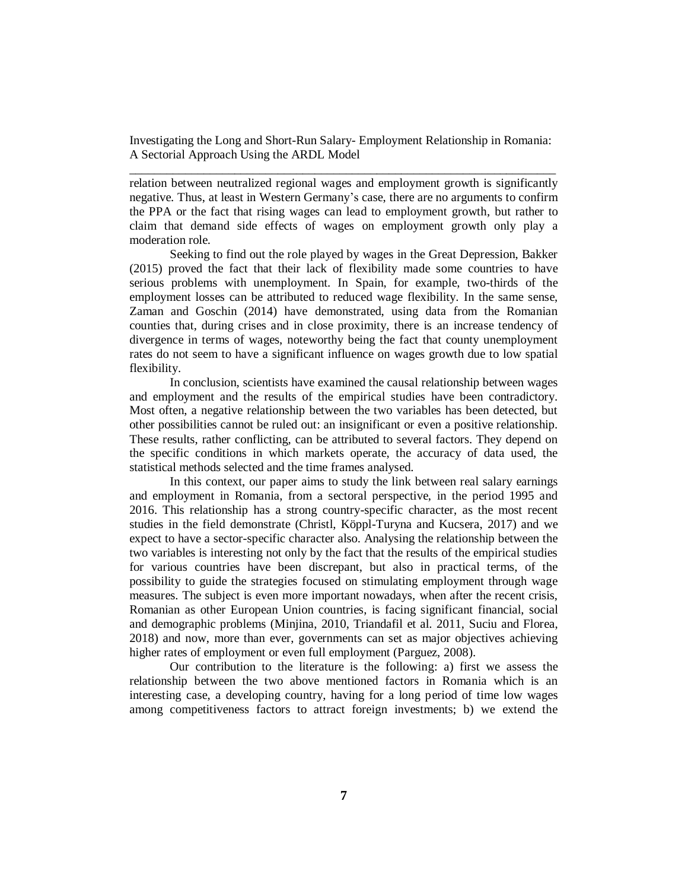relation between neutralized regional wages and employment growth is significantly negative. Thus, at least in Western Germany's case, there are no arguments to confirm the PPA or the fact that rising wages can lead to employment growth, but rather to claim that demand side effects of wages on employment growth only play a moderation role.

Seeking to find out the role played by wages in the Great Depression, Bakker (2015) proved the fact that their lack of flexibility made some countries to have serious problems with unemployment. In Spain, for example, two-thirds of the employment losses can be attributed to reduced wage flexibility. In the same sense, Zaman and Goschin (2014) have demonstrated, using data from the Romanian counties that, during crises and in close proximity, there is an increase tendency of divergence in terms of wages, noteworthy being the fact that county unemployment rates do not seem to have a significant influence on wages growth due to low spatial flexibility.

In conclusion, scientists have examined the causal relationship between wages and employment and the results of the empirical studies have been contradictory. Most often, a negative relationship between the two variables has been detected, but other possibilities cannot be ruled out: an insignificant or even a positive relationship. These results, rather conflicting, can be attributed to several factors. They depend on the specific conditions in which markets operate, the accuracy of data used, the statistical methods selected and the time frames analysed.

In this context, our paper aims to study the link between real salary earnings and employment in Romania, from a sectoral perspective, in the period 1995 and 2016. This relationship has a strong country-specific character, as the most recent studies in the field demonstrate (Christl, Köppl-Turyna and Kucsera, 2017) and we expect to have a sector-specific character also. Analysing the relationship between the two variables is interesting not only by the fact that the results of the empirical studies for various countries have been discrepant, but also in practical terms, of the possibility to guide the strategies focused on stimulating employment through wage measures. The subject is even more important nowadays, when after the recent crisis, Romanian as other European Union countries, is facing significant financial, social and demographic problems (Minjina, 2010, Triandafil et al. 2011, Suciu and Florea, 2018) and now, more than ever, governments can set as major objectives achieving higher rates of employment or even full employment (Parguez, 2008).

Our contribution to the literature is the following: a) first we assess the relationship between the two above mentioned factors in Romania which is an interesting case, a developing country, having for a long period of time low wages among competitiveness factors to attract foreign investments; b) we extend the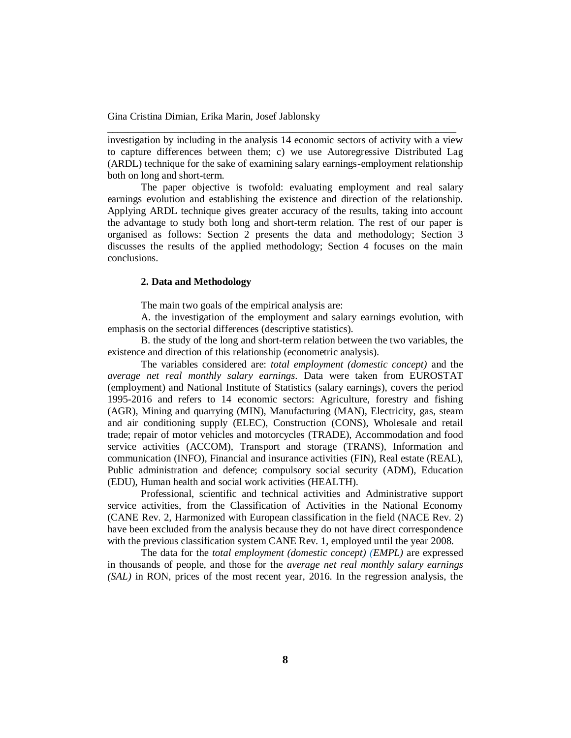investigation by including in the analysis 14 economic sectors of activity with a view to capture differences between them; c) we use Autoregressive Distributed Lag (ARDL) technique for the sake of examining salary earnings-employment relationship both on long and short-term.

The paper objective is twofold: evaluating employment and real salary earnings evolution and establishing the existence and direction of the relationship. Applying ARDL technique gives greater accuracy of the results, taking into account the advantage to study both long and short-term relation. The rest of our paper is organised as follows: Section 2 presents the data and methodology; Section 3 discusses the results of the applied methodology; Section 4 focuses on the main conclusions.

## 2. Data and Methodology

The main two goals of the empirical analysis are:

A. the investigation of the employment and salary earnings evolution, with emphasis on the sectorial differences (descriptive statistics).

B. the study of the long and short-term relation between the two variables, the existence and direction of this relationship (econometric analysis).

The variables considered are: *total employment (domestic concept)* and the *average net real monthly salary earnings*. Data were taken from EUROSTAT (employment) and National Institute of Statistics (salary earnings), covers the period 1995-2016 and refers to 14 economic sectors: Agriculture, forestry and fishing (AGR), Mining and quarrying (MIN), Manufacturing (MAN), Electricity, gas, steam and air conditioning supply (ELEC), Construction (CONS), Wholesale and retail trade; repair of motor vehicles and motorcycles (TRADE), Accommodation and food service activities (ACCOM), Transport and storage (TRANS), Information and communication (INFO), Financial and insurance activities (FIN), Real estate (REAL), Public administration and defence; compulsory social security (ADM), Education (EDU), Human health and social work activities (HEALTH).

Professional, scientific and technical activities and Administrative support service activities, from the Classification of Activities in the National Economy (CANE Rev. 2, Harmonized with European classification in the field (NACE Rev. 2) have been excluded from the analysis because they do not have direct correspondence with the previous classification system CANE Rev. 1, employed until the year 2008.

The data for the *total employment (domestic concept) (EMPL)* are expressed in thousands of people, and those for the *average net real monthly salary earnings (SAL)* in RON, prices of the most recent year, 2016. In the regression analysis, the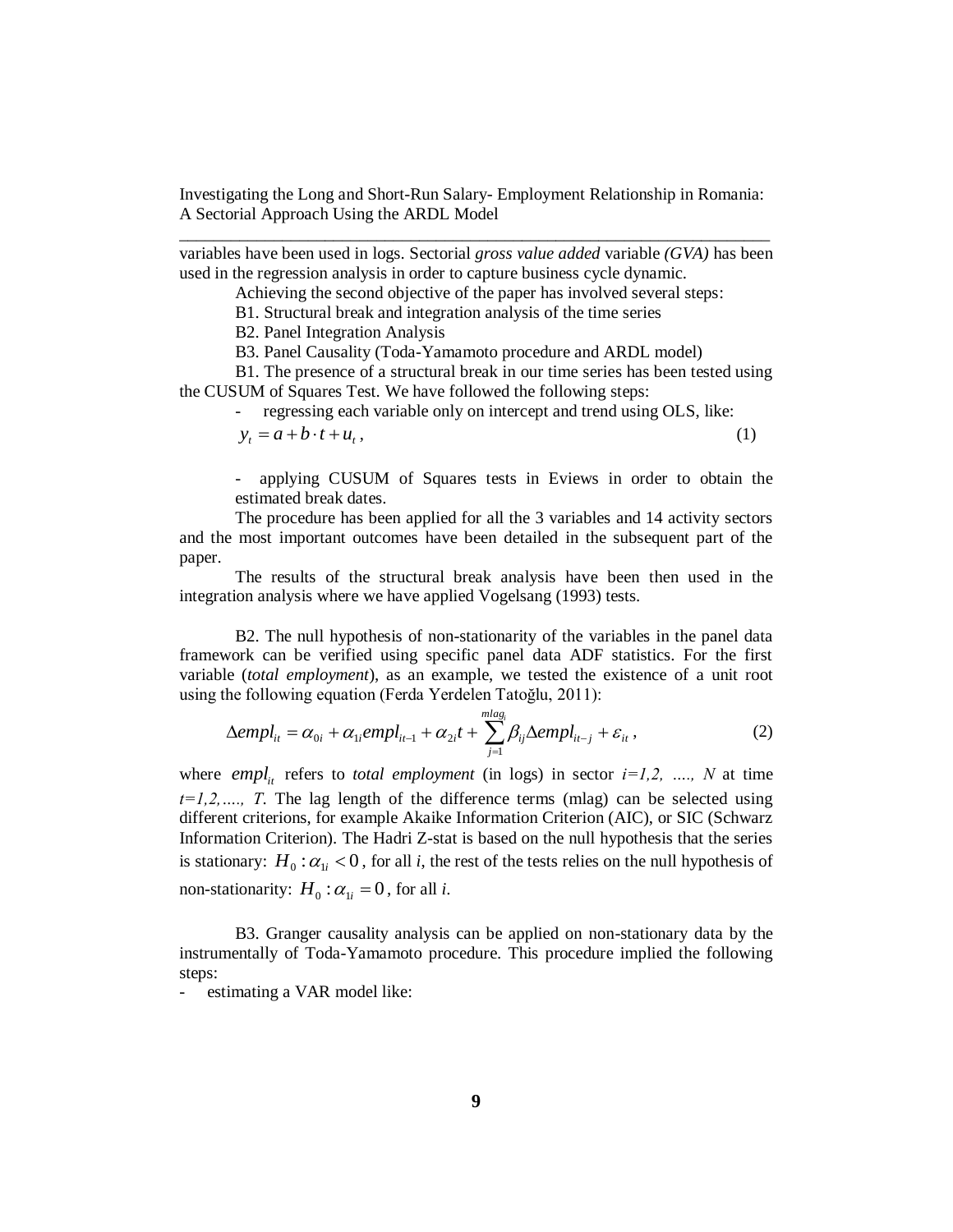variables have been used in logs. Sectorial *gross value added* variable *(GVA)* has been used in the regression analysis in order to capture business cycle dynamic.

Achieving the second objective of the paper has involved several steps:

B1. Structural break and integration analysis of the time series

B2. Panel Integration Analysis

B3. Panel Causality (Toda-Yamamoto procedure and ARDL model)

B1. The presence of a structural break in our time series has been tested using the CUSUM of Squares Test. We have followed the following steps:

- regressing each variable only on intercept and trend using OLS, like:

$$y_t = a + b \cdot t + u_t, \tag{1}$$

- applying CUSUM of Squares tests in Eviews in order to obtain the estimated break dates.

The procedure has been applied for all the 3 variables and 14 activity sectors and the most important outcomes have been detailed in the subsequent part of the paper.

The results of the structural break analysis have been then used in the integration analysis where we have applied Vogelsang (1993) tests.

B2. The null hypothesis of non-stationarity of the variables in the panel data framework can be verified using specific panel data ADF statistics. For the first variable (*total employment*), as an example, we tested the existence of a unit root using the following equation (Ferda Yerdelen Tatoğlu, 2011):

$$\Delta empl_{it} = \alpha_{0i} + \alpha_{1i} empl_{it-1} + \alpha_{2i} t + \sum_{j=1}^{mlag_i} \beta_{ij} \Delta empl_{it-j} + \varepsilon_{it}, \tag{2}$$

where $empl_{it}$ refers to *total employment* (in logs) in sector $i=1,2, \ldots, N$ at time $t=1,2,\ldots, T$. The lag length of the difference terms (mlag) can be selected using different criterions, for example Akaike Information Criterion (AIC), or SIC (Schwarz Information Criterion). The Hadri Z-stat is based on the null hypothesis that the series is stationary: $H_0: \alpha_{1i} < 0$, for all *i*, the rest of the tests relies on the null hypothesis of non-stationarity: $H_0: \alpha_{1i} = 0$, for all *i*.

B3. Granger causality analysis can be applied on non-stationary data by the instrumentally of Toda-Yamamoto procedure. This procedure implied the following steps:

- estimating a VAR model like: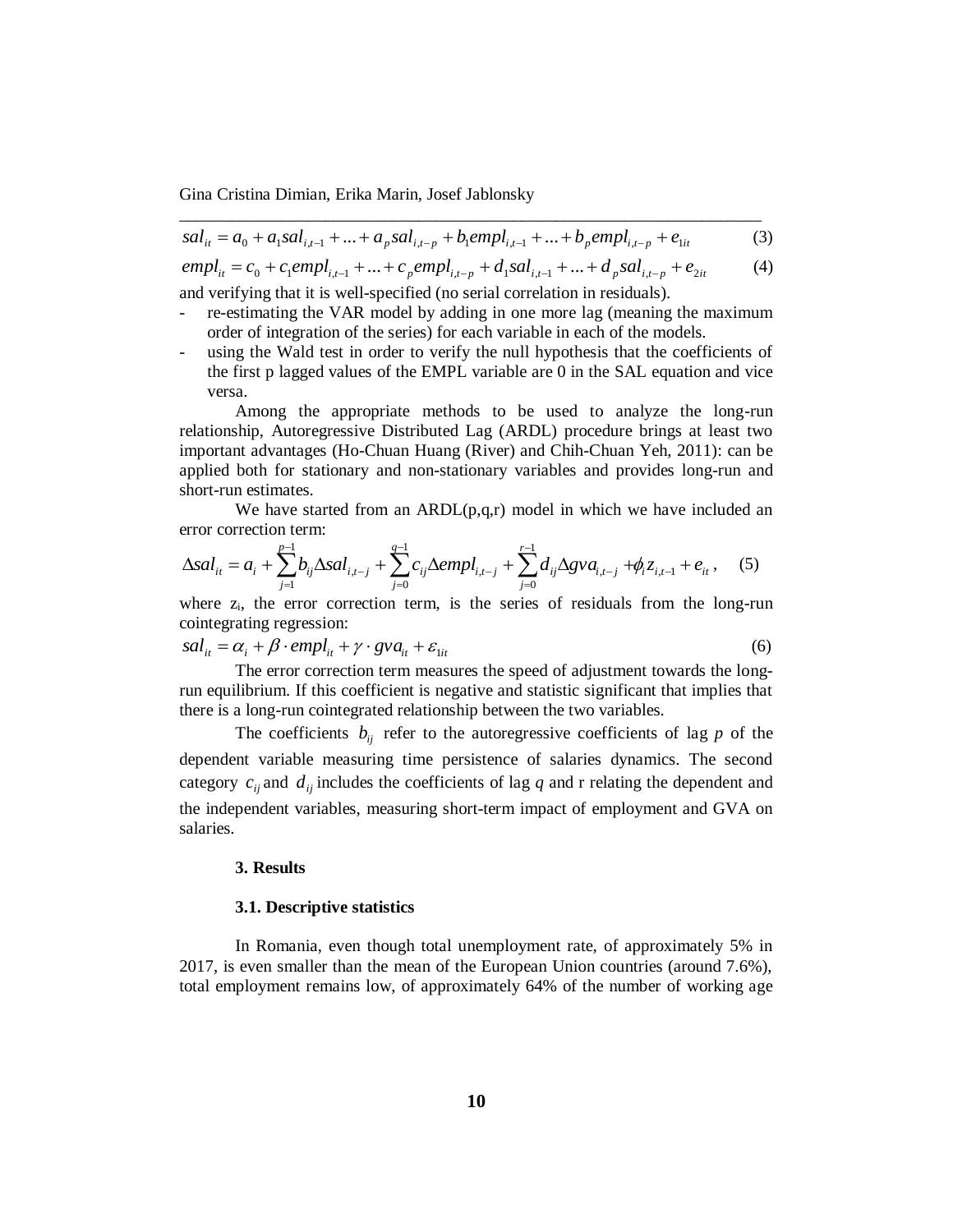$$sal_{it} = a_0 + a_1 sal_{i,t-1} + ... + a_p sal_{i,t-p} + b_1 empl_{i,t-1} + ... + b_p empl_{i,t-p} + e_{1it} \quad (3)$$

$$empl_{it} = c_0 + c_1 empl_{i,t-1} + ... + c_p empl_{i,t-p} + d_1 sal_{i,t-1} + ... + d_p sal_{i,t-p} + e_{2it} \quad (4)$$

and verifying that it is well-specified (no serial correlation in residuals).

- re-estimating the VAR model by adding in one more lag (meaning the maximum order of integration of the series) for each variable in each of the models.
- using the Wald test in order to verify the null hypothesis that the coefficients of the first p lagged values of the EMPL variable are 0 in the SAL equation and vice versa.

Among the appropriate methods to be used to analyze the long-run relationship, Autoregressive Distributed Lag (ARDL) procedure brings at least two important advantages (Ho-Chuan Huang (River) and Chih-Chuan Yeh, 2011): can be applied both for stationary and non-stationary variables and provides long-run and short-run estimates.

We have started from an ARDL(p,q,r) model in which we have included an error correction term:

$$\Delta sal_{it} = a_i + \sum_{j=1}^{p-1} b_{ij} \Delta sal_{i,t-j} + \sum_{j=0}^{q-1} c_{ij} \Delta empl_{i,t-j} + \sum_{j=0}^{r-1} d_{ij} \Delta gva_{i,t-j} + \phi_i z_{i,t-1} + e_{it}, \quad (5)$$

where $z_i$, the error correction term, is the series of residuals from the long-run cointegrating regression:

$$sal_{it} = \alpha_i + \beta \cdot empl_{it} + \gamma \cdot gva_{it} + \varepsilon_{1it} \quad (6)$$

The error correction term measures the speed of adjustment towards the long-run equilibrium. If this coefficient is negative and statistic significant that implies that there is a long-run cointegrated relationship between the two variables.

The coefficients $b_{ij}$ refer to the autoregressive coefficients of lag $p$ of the dependent variable measuring time persistence of salaries dynamics. The second category $c_{ij}$ and $d_{ij}$ includes the coefficients of lag $q$ and r relating the dependent and the independent variables, measuring short-term impact of employment and GVA on salaries.

## 3. Results

### 3.1. Descriptive statistics

In Romania, even though total unemployment rate, of approximately 5% in 2017, is even smaller than the mean of the European Union countries (around 7.6%), total employment remains low, of approximately 64% of the number of working age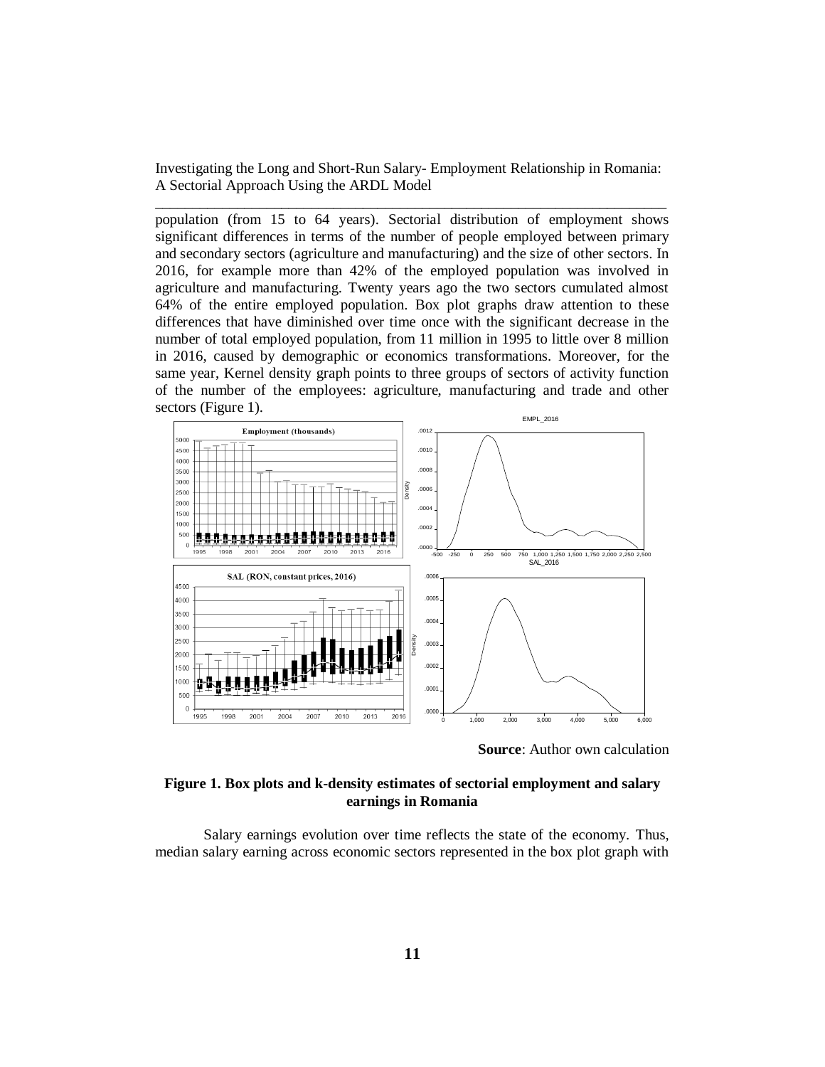population (from 15 to 64 years). Sectorial distribution of employment shows significant differences in terms of the number of people employed between primary and secondary sectors (agriculture and manufacturing) and the size of other sectors. In 2016, for example more than 42% of the employed population was involved in agriculture and manufacturing. Twenty years ago the two sectors cumulated almost 64% of the entire employed population. Box plot graphs draw attention to these differences that have diminished over time once with the significant decrease in the number of total employed population, from 11 million in 1995 to little over 8 million in 2016, caused by demographic or economics transformations. Moreover, for the same year, Kernel density graph points to three groups of sectors of activity function of the number of the employees: agriculture, manufacturing and trade and other sectors (Figure 1).

**Source**: Author own calculation

**Figure 1. Box plots and k-density estimates of sectorial employment and salary earnings in Romania**

Salary earnings evolution over time reflects the state of the economy. Thus, median salary earning across economic sectors represented in the box plot graph with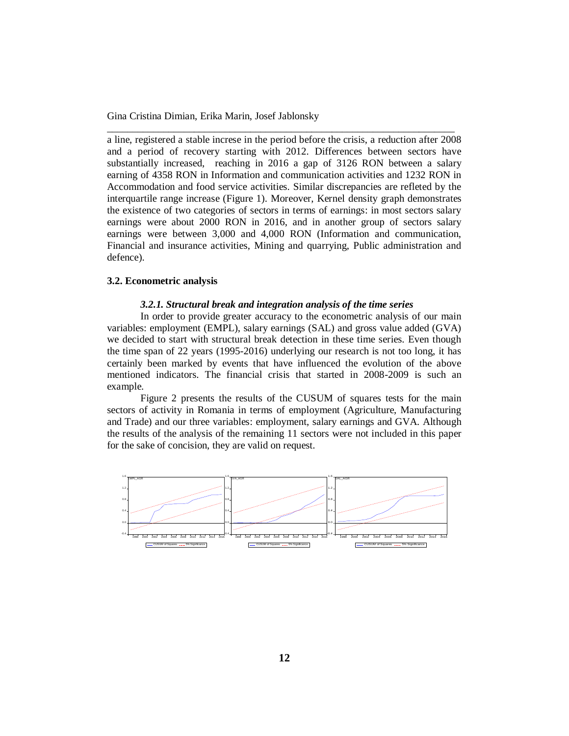a line, registered a stable increse in the period before the crisis, a reduction after 2008 and a period of recovery starting with 2012. Differences between sectors have substantially increased, reaching in 2016 a gap of 3126 RON between a salary earning of 4358 RON in Information and communication activities and 1232 RON in Accommodation and food service activities. Similar discrepancies are refleted by the interquartile range increase (Figure 1). Moreover, Kernel density graph demonstrates the existence of two categories of sectors in terms of earnings: in most sectors salary earnings were about 2000 RON in 2016, and in another group of sectors salary earnings were between 3,000 and 4,000 RON (Information and communication, Financial and insurance activities, Mining and quarrying, Public administration and defence).

### 3.2. Econometric analysis

#### *3.2.1. Structural break and integration analysis of the time series*

In order to provide greater accuracy to the econometric analysis of our main variables: employment (EMPL), salary earnings (SAL) and gross value added (GVA) we decided to start with structural break detection in these time series. Even though the time span of 22 years (1995-2016) underlying our research is not too long, it has certainly been marked by events that have influenced the evolution of the above mentioned indicators. The financial crisis that started in 2008-2009 is such an example.

Figure 2 presents the results of the CUSUM of squares tests for the main sectors of activity in Romania in terms of employment (Agriculture, Manufacturing and Trade) and our three variables: employment, salary earnings and GVA. Although the results of the analysis of the remaining 11 sectors were not included in this paper for the sake of concision, they are valid on request.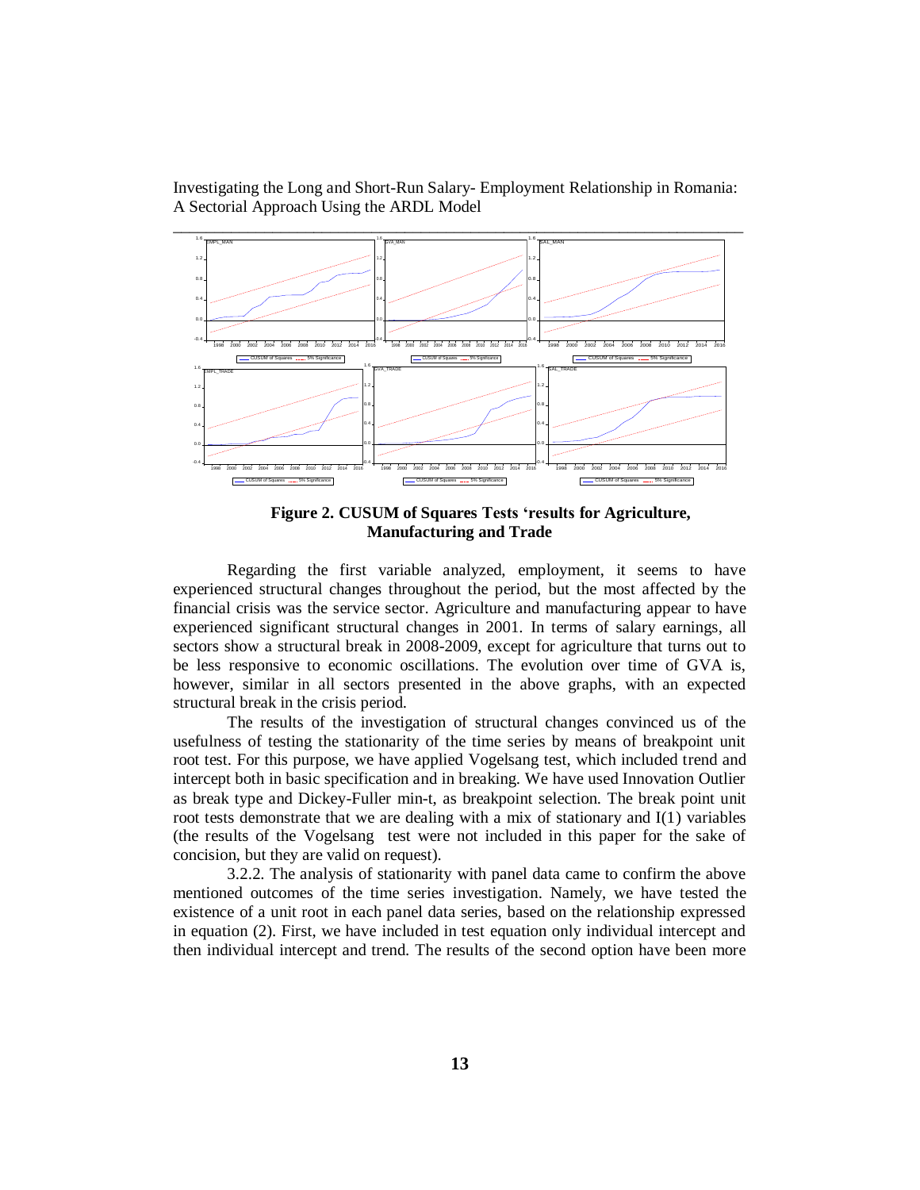**Figure 2. CUSUM of Squares Tests 'results for Agriculture, Manufacturing and Trade**

Regarding the first variable analyzed, employment, it seems to have experienced structural changes throughout the period, but the most affected by the financial crisis was the service sector. Agriculture and manufacturing appear to have experienced significant structural changes in 2001. In terms of salary earnings, all sectors show a structural break in 2008-2009, except for agriculture that turns out to be less responsive to economic oscillations. The evolution over time of GVA is, however, similar in all sectors presented in the above graphs, with an expected structural break in the crisis period.

The results of the investigation of structural changes convinced us of the usefulness of testing the stationarity of the time series by means of breakpoint unit root test. For this purpose, we have applied Vogelsang test, which included trend and intercept both in basic specification and in breaking. We have used Innovation Outlier as break type and Dickey-Fuller min-t, as breakpoint selection. The break point unit root tests demonstrate that we are dealing with a mix of stationary and I(1) variables (the results of the Vogelsang test were not included in this paper for the sake of concision, but they are valid on request).

3.2.2. The analysis of stationarity with panel data came to confirm the above mentioned outcomes of the time series investigation. Namely, we have tested the existence of a unit root in each panel data series, based on the relationship expressed in equation (2). First, we have included in test equation only individual intercept and then individual intercept and trend. The results of the second option have been more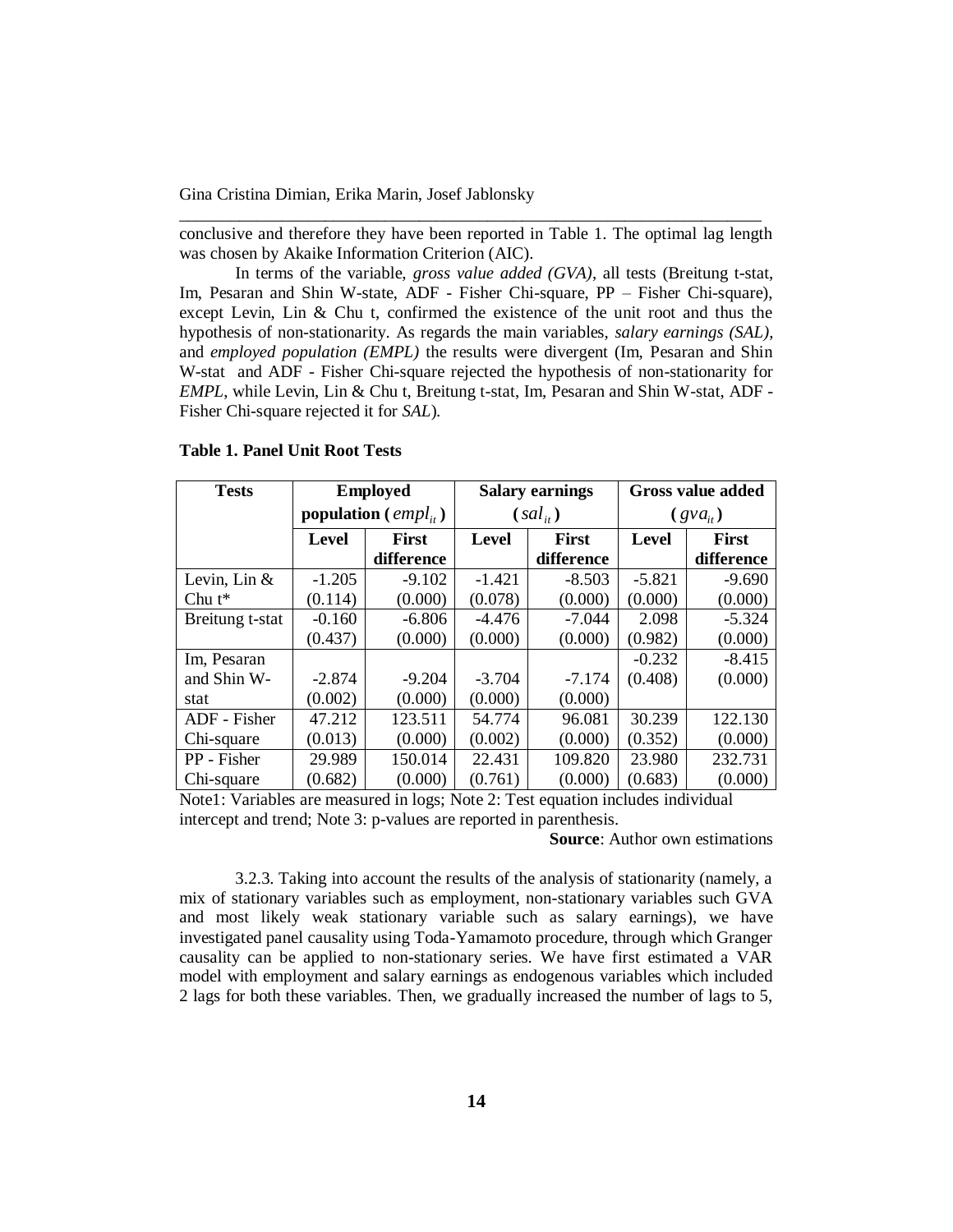conclusive and therefore they have been reported in Table 1. The optimal lag length was chosen by Akaike Information Criterion (AIC).

In terms of the variable, *gross value added (GVA)*, all tests (Breitung t-stat, Im, Pesaran and Shin W-state, ADF - Fisher Chi-square, PP – Fisher Chi-square), except Levin, Lin & Chu t, confirmed the existence of the unit root and thus the hypothesis of non-stationarity. As regards the main variables, *salary earnings (SAL)*, and *employed population (EMPL)* the results were divergent (Im, Pesaran and Shin W-stat and ADF - Fisher Chi-square rejected the hypothesis of non-stationarity for *EMPL*, while Levin, Lin & Chu t, Breitung t-stat, Im, Pesaran and Shin W-stat, ADF - Fisher Chi-square rejected it for *SAL*).

**Table 1. Panel Unit Root Tests**

| Tests | Employed population ($empl_{it}$) | | Salary earnings ($sal_{it}$) | | Gross value added ($gva_{it}$) | |
|---|---|---|---|---|---|---|
| | **Level** | **First difference** | **Level** | **First difference** | **Level** | **First difference** |
| Levin, Lin & Chu t* | -1.205 (0.114) | -9.102 (0.000) | -1.421 (0.078) | -8.503 (0.000) | -5.821 (0.000) | -9.690 (0.000) |
| Breitung t-stat | -0.160 (0.437) | -6.806 (0.000) | -4.476 (0.000) | -7.044 (0.000) | 2.098 (0.982) | -5.324 (0.000) |
| Im, Pesaran and Shin W-stat | -2.874 (0.002) | -9.204 (0.000) | -3.704 (0.000) | -7.174 (0.000) | -0.232 (0.408) | -8.415 (0.000) |
| ADF - Fisher Chi-square | 47.212 (0.013) | 123.511 (0.000) | 54.774 (0.002) | 96.081 (0.000) | 30.239 (0.352) | 122.130 (0.000) |
| PP - Fisher Chi-square | 29.989 (0.682) | 150.014 (0.000) | 22.431 (0.761) | 109.820 (0.000) | 23.980 (0.683) | 232.731 (0.000) |

Note1: Variables are measured in logs; Note 2: Test equation includes individual intercept and trend; Note 3: p-values are reported in parenthesis.

**Source**: Author own estimations

3.2.3. Taking into account the results of the analysis of stationarity (namely, a mix of stationary variables such as employment, non-stationary variables such GVA and most likely weak stationary variable such as salary earnings), we have investigated panel causality using Toda-Yamamoto procedure, through which Granger causality can be applied to non-stationary series. We have first estimated a VAR model with employment and salary earnings as endogenous variables which included 2 lags for both these variables. Then, we gradually increased the number of lags to 5,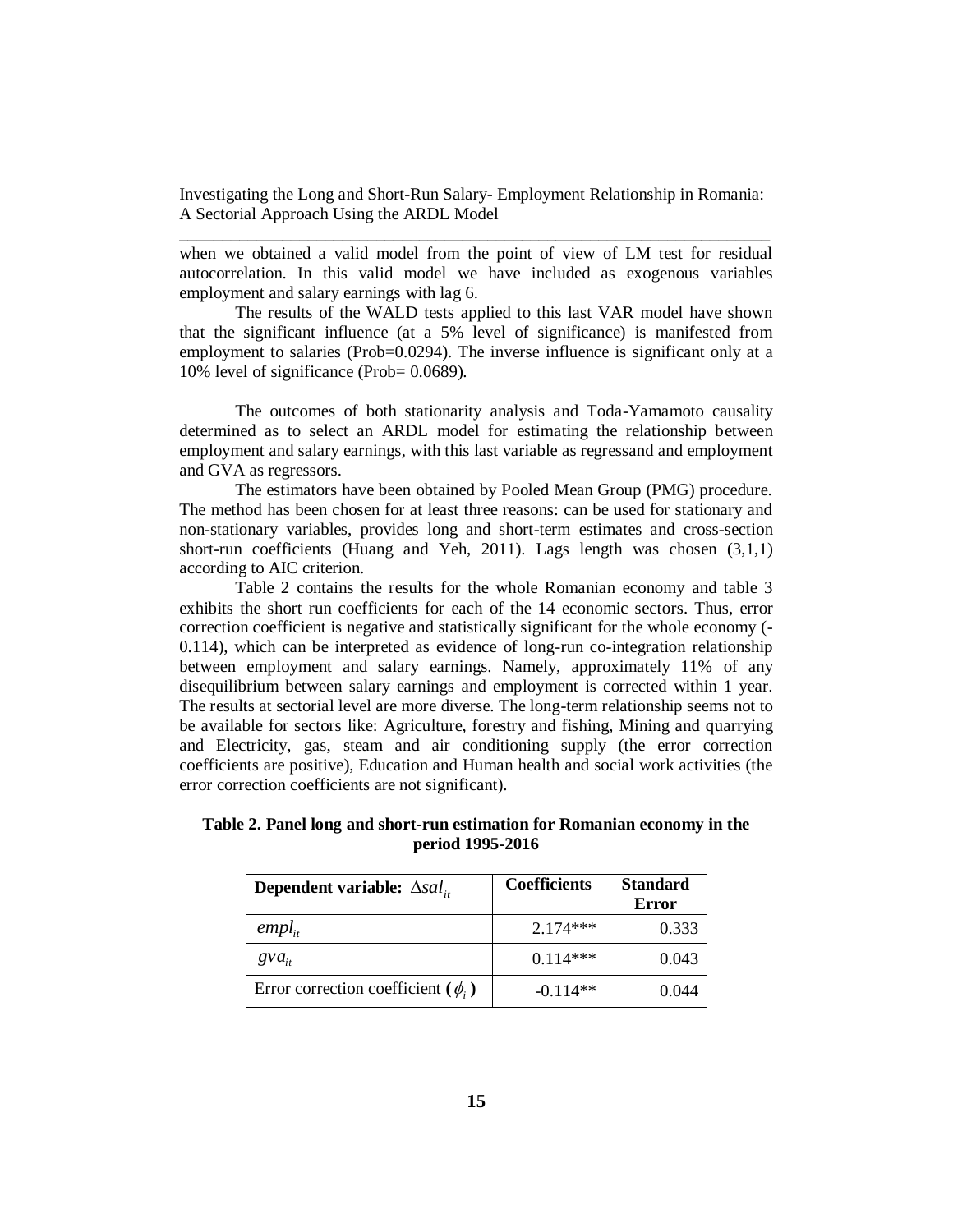when we obtained a valid model from the point of view of LM test for residual autocorrelation. In this valid model we have included as exogenous variables employment and salary earnings with lag 6.

The results of the WALD tests applied to this last VAR model have shown that the significant influence (at a 5% level of significance) is manifested from employment to salaries (Prob=0.0294). The inverse influence is significant only at a 10% level of significance (Prob= 0.0689).

The outcomes of both stationarity analysis and Toda-Yamamoto causality determined as to select an ARDL model for estimating the relationship between employment and salary earnings, with this last variable as regressand and employment and GVA as regressors.

The estimators have been obtained by Pooled Mean Group (PMG) procedure. The method has been chosen for at least three reasons: can be used for stationary and non-stationary variables, provides long and short-term estimates and cross-section short-run coefficients (Huang and Yeh, 2011). Lags length was chosen (3,1,1) according to AIC criterion.

Table 2 contains the results for the whole Romanian economy and table 3 exhibits the short run coefficients for each of the 14 economic sectors. Thus, error correction coefficient is negative and statistically significant for the whole economy (-0.114), which can be interpreted as evidence of long-run co-integration relationship between employment and salary earnings. Namely, approximately 11% of any disequilibrium between salary earnings and employment is corrected within 1 year. The results at sectorial level are more diverse. The long-term relationship seems not to be available for sectors like: Agriculture, forestry and fishing, Mining and quarrying and Electricity, gas, steam and air conditioning supply (the error correction coefficients are positive), Education and Human health and social work activities (the error correction coefficients are not significant).

**Table 2. Panel long and short-run estimation for Romanian economy in the period 1995-2016**

| **Dependent variable:** $\Delta sal_{it}$ | **Coefficients** | **Standard Error** |
|---|---|---|
| $empl_{it}$ | 2.174*** | 0.333 |
| $gva_{it}$ | 0.114*** | 0.043 |
| Error correction coefficient ($\phi_i$) | -0.114** | 0.044 |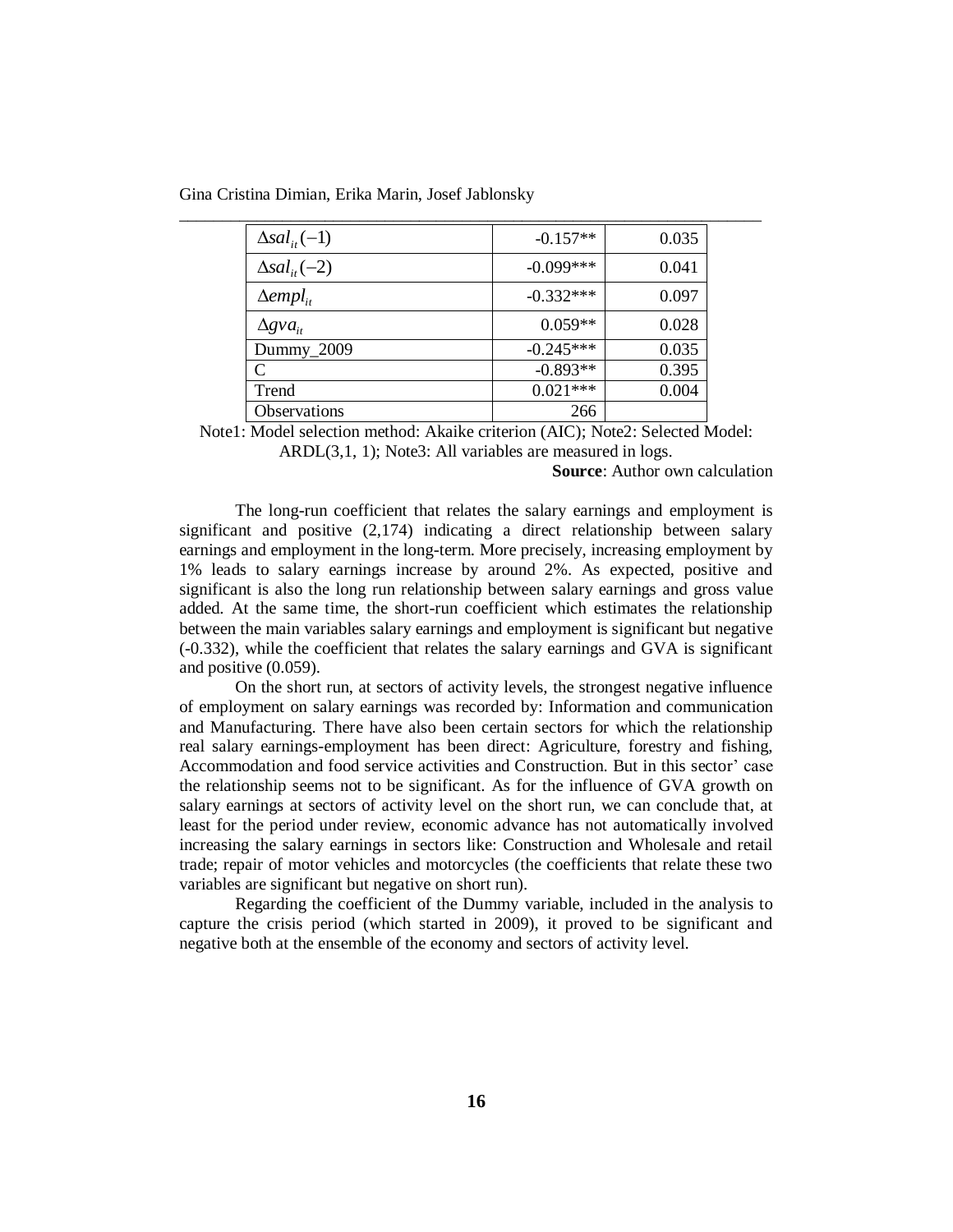| | | |
|---|---|---|
| $\Delta sal_{it}(-1)$ | -0.157** | 0.035 |
| $\Delta sal_{it}(-2)$ | -0.099*** | 0.041 |
| $\Delta empl_{it}$ | -0.332*** | 0.097 |
| $\Delta gva_{it}$ | 0.059** | 0.028 |
| Dummy_2009 | -0.245*** | 0.035 |
| C | -0.893** | 0.395 |
| Trend | 0.021*** | 0.004 |
| Observations | 266 | |

Note1: Model selection method: Akaike criterion (AIC); Note2: Selected Model: ARDL(3,1, 1); Note3: All variables are measured in logs.

**Source**: Author own calculation

The long-run coefficient that relates the salary earnings and employment is significant and positive (2,174) indicating a direct relationship between salary earnings and employment in the long-term. More precisely, increasing employment by 1% leads to salary earnings increase by around 2%. As expected, positive and significant is also the long run relationship between salary earnings and gross value added. At the same time, the short-run coefficient which estimates the relationship between the main variables salary earnings and employment is significant but negative (-0.332), while the coefficient that relates the salary earnings and GVA is significant and positive (0.059).

On the short run, at sectors of activity levels, the strongest negative influence of employment on salary earnings was recorded by: Information and communication and Manufacturing. There have also been certain sectors for which the relationship real salary earnings-employment has been direct: Agriculture, forestry and fishing, Accommodation and food service activities and Construction. But in this sector' case the relationship seems not to be significant. As for the influence of GVA growth on salary earnings at sectors of activity level on the short run, we can conclude that, at least for the period under review, economic advance has not automatically involved increasing the salary earnings in sectors like: Construction and Wholesale and retail trade; repair of motor vehicles and motorcycles (the coefficients that relate these two variables are significant but negative on short run).

Regarding the coefficient of the Dummy variable, included in the analysis to capture the crisis period (which started in 2009), it proved to be significant and negative both at the ensemble of the economy and sectors of activity level.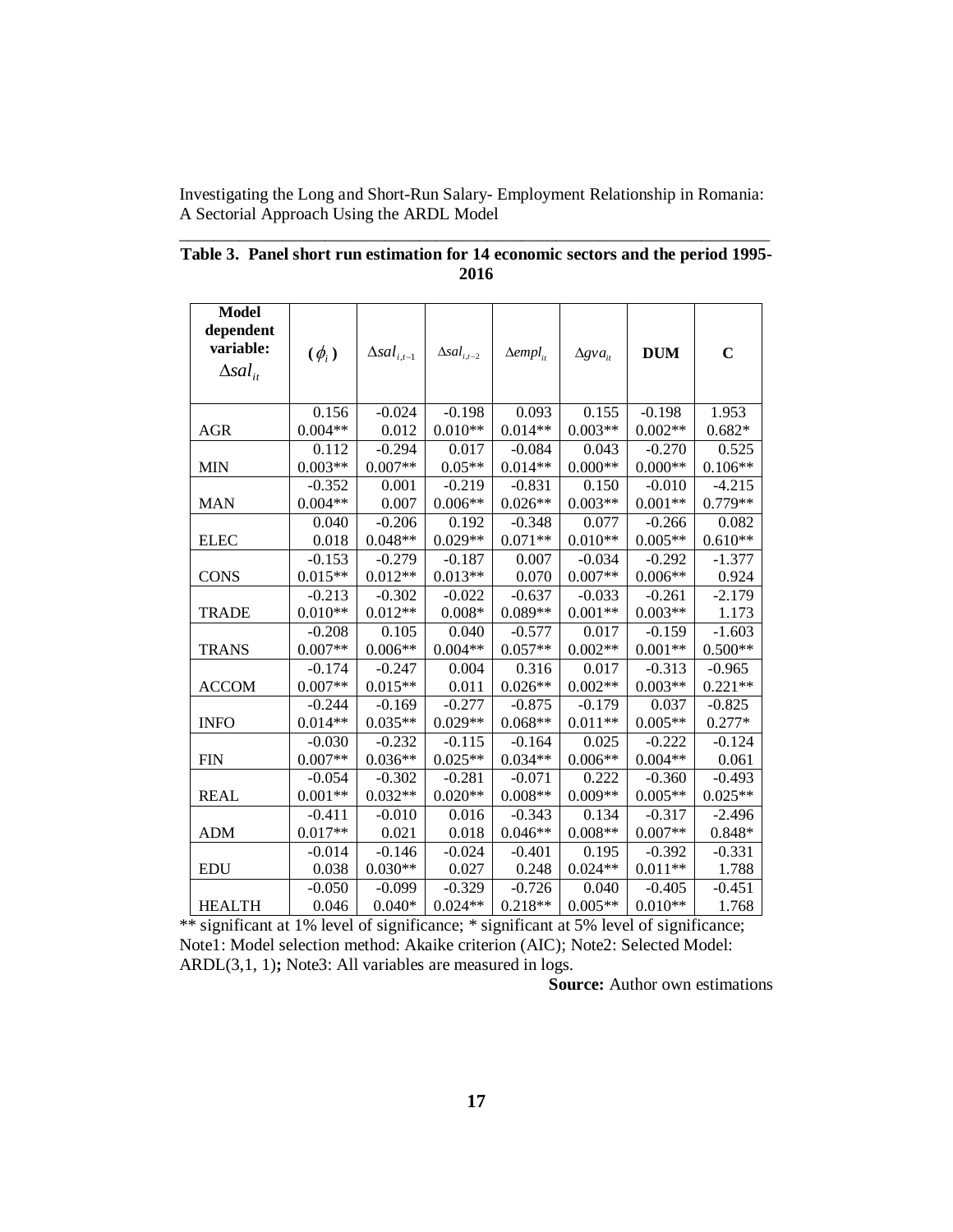**Table 3. Panel short run estimation for 14 economic sectors and the period 1995-2016**

| Model dependent variable: $\Delta sal_{it}$ | $(\phi_i)$ | $\Delta sal_{i,t-1}$ | $\Delta sal_{i,t-2}$ | $\Delta empl_{it}$ | $\Delta gva_{it}$ | **DUM** | **C** |
|---|---|---|---|---|---|---|---|
| AGR | 0.156<br>0.004** | -0.024<br>0.012 | -0.198<br>0.010** | 0.093<br>0.014** | 0.155<br>0.003** | -0.198<br>0.002** | 1.953<br>0.682* |
| MIN | 0.112<br>0.003** | -0.294<br>0.007** | 0.017<br>0.05** | -0.084<br>0.014** | 0.043<br>0.000** | -0.270<br>0.000** | 0.525<br>0.106** |
| MAN | -0.352<br>0.004** | 0.001<br>0.007 | -0.219<br>0.006** | -0.831<br>0.026** | 0.150<br>0.003** | -0.010<br>0.001** | -4.215<br>0.779** |
| ELEC | 0.040<br>0.018 | -0.206<br>0.048** | 0.192<br>0.029** | -0.348<br>0.071** | 0.077<br>0.010** | -0.266<br>0.005** | 0.082<br>0.610** |
| CONS | -0.153<br>0.015** | -0.279<br>0.012** | -0.187<br>0.013** | 0.007<br>0.070 | -0.034<br>0.007** | -0.292<br>0.006** | -1.377<br>0.924 |
| TRADE | -0.213<br>0.010** | -0.302<br>0.012** | -0.022<br>0.008* | -0.637<br>0.089** | -0.033<br>0.001** | -0.261<br>0.003** | -2.179<br>1.173 |
| TRANS | -0.208<br>0.007** | 0.105<br>0.006** | 0.040<br>0.004** | -0.577<br>0.057** | 0.017<br>0.002** | -0.159<br>0.001** | -1.603<br>0.500** |
| ACCOM | -0.174<br>0.007** | -0.247<br>0.015** | 0.004<br>0.011 | 0.316<br>0.026** | 0.017<br>0.002** | -0.313<br>0.003** | -0.965<br>0.221** |
| INFO | -0.244<br>0.014** | -0.169<br>0.035** | -0.277<br>0.029** | -0.875<br>0.068** | -0.179<br>0.011** | 0.037<br>0.005** | -0.825<br>0.277* |
| FIN | -0.030<br>0.007** | -0.232<br>0.036** | -0.115<br>0.025** | -0.164<br>0.034** | 0.025<br>0.006** | -0.222<br>0.004** | -0.124<br>0.061 |
| REAL | -0.054<br>0.001** | -0.302<br>0.032** | -0.281<br>0.020** | -0.071<br>0.008** | 0.222<br>0.009** | -0.360<br>0.005** | -0.493<br>0.025** |
| ADM | -0.411<br>0.017** | -0.010<br>0.021 | 0.016<br>0.018 | -0.343<br>0.046** | 0.134<br>0.008** | -0.317<br>0.007** | -2.496<br>0.848* |
| EDU | -0.014<br>0.038 | -0.146<br>0.030** | -0.024<br>0.027 | -0.401<br>0.248 | 0.195<br>0.024** | -0.392<br>0.011** | -0.331<br>1.788 |
| HEALTH | -0.050<br>0.046 | -0.099<br>0.040* | -0.329<br>0.024** | -0.726<br>0.218** | 0.040<br>0.005** | -0.405<br>0.010** | -0.451<br>1.768 |

** significant at 1% level of significance; * significant at 5% level of significance; Note1: Model selection method: Akaike criterion (AIC); Note2: Selected Model: ARDL(3,1, 1)**;** Note3: All variables are measured in logs.

**Source:** Author own estimations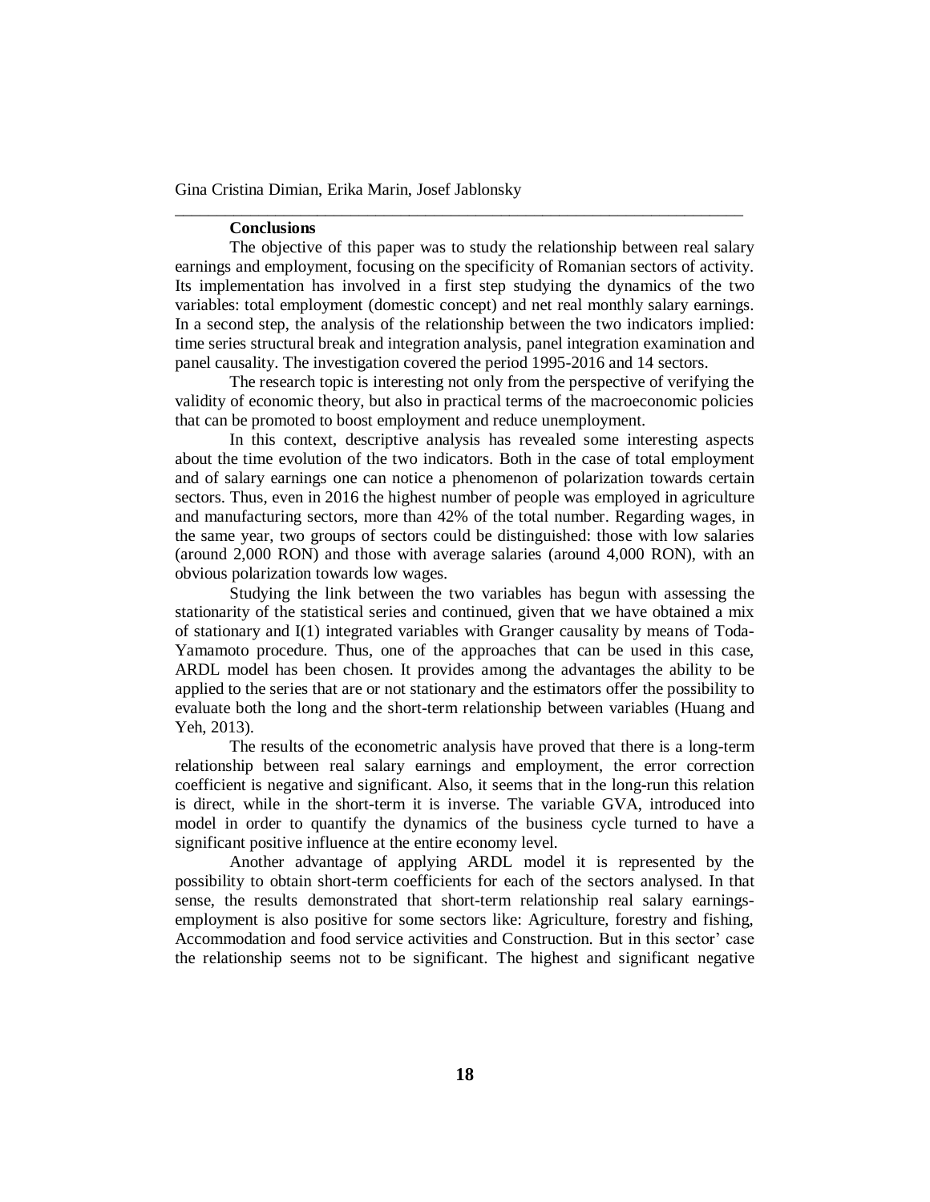## Conclusions

The objective of this paper was to study the relationship between real salary earnings and employment, focusing on the specificity of Romanian sectors of activity. Its implementation has involved in a first step studying the dynamics of the two variables: total employment (domestic concept) and net real monthly salary earnings. In a second step, the analysis of the relationship between the two indicators implied: time series structural break and integration analysis, panel integration examination and panel causality. The investigation covered the period 1995-2016 and 14 sectors.

The research topic is interesting not only from the perspective of verifying the validity of economic theory, but also in practical terms of the macroeconomic policies that can be promoted to boost employment and reduce unemployment.

In this context, descriptive analysis has revealed some interesting aspects about the time evolution of the two indicators. Both in the case of total employment and of salary earnings one can notice a phenomenon of polarization towards certain sectors. Thus, even in 2016 the highest number of people was employed in agriculture and manufacturing sectors, more than 42% of the total number. Regarding wages, in the same year, two groups of sectors could be distinguished: those with low salaries (around 2,000 RON) and those with average salaries (around 4,000 RON), with an obvious polarization towards low wages.

Studying the link between the two variables has begun with assessing the stationarity of the statistical series and continued, given that we have obtained a mix of stationary and I(1) integrated variables with Granger causality by means of Toda-Yamamoto procedure. Thus, one of the approaches that can be used in this case, ARDL model has been chosen. It provides among the advantages the ability to be applied to the series that are or not stationary and the estimators offer the possibility to evaluate both the long and the short-term relationship between variables (Huang and Yeh, 2013).

The results of the econometric analysis have proved that there is a long-term relationship between real salary earnings and employment, the error correction coefficient is negative and significant. Also, it seems that in the long-run this relation is direct, while in the short-term it is inverse. The variable GVA, introduced into model in order to quantify the dynamics of the business cycle turned to have a significant positive influence at the entire economy level.

Another advantage of applying ARDL model it is represented by the possibility to obtain short-term coefficients for each of the sectors analysed. In that sense, the results demonstrated that short-term relationship real salary earnings-employment is also positive for some sectors like: Agriculture, forestry and fishing, Accommodation and food service activities and Construction. But in this sector' case the relationship seems not to be significant. The highest and significant negative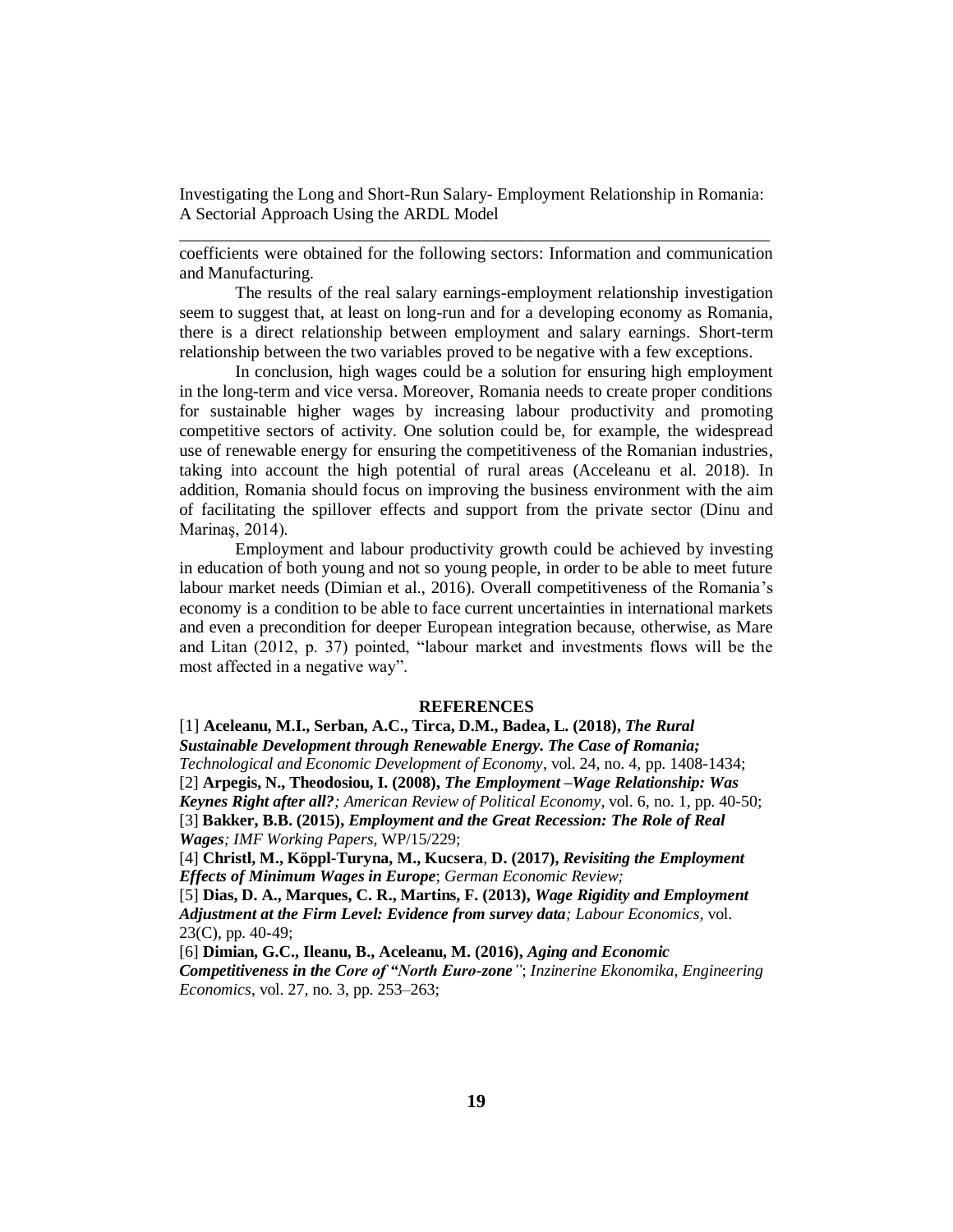coefficients were obtained for the following sectors: Information and communication and Manufacturing.

The results of the real salary earnings-employment relationship investigation seem to suggest that, at least on long-run and for a developing economy as Romania, there is a direct relationship between employment and salary earnings. Short-term relationship between the two variables proved to be negative with a few exceptions.

In conclusion, high wages could be a solution for ensuring high employment in the long-term and vice versa. Moreover, Romania needs to create proper conditions for sustainable higher wages by increasing labour productivity and promoting competitive sectors of activity. One solution could be, for example, the widespread use of renewable energy for ensuring the competitiveness of the Romanian industries, taking into account the high potential of rural areas (Acceleanu et al. 2018). In addition, Romania should focus on improving the business environment with the aim of facilitating the spillover effects and support from the private sector (Dinu and Marinaş, 2014).

Employment and labour productivity growth could be achieved by investing in education of both young and not so young people, in order to be able to meet future labour market needs (Dimian et al., 2016). Overall competitiveness of the Romania's economy is a condition to be able to face current uncertainties in international markets and even a precondition for deeper European integration because, otherwise, as Mare and Litan (2012, p. 37) pointed, "labour market and investments flows will be the most affected in a negative way".

## REFERENCES

[1] **Aceleanu, M.I., Serban, A.C., Tirca, D.M., Badea, L. (2018),** ***The Rural Sustainable Development through Renewable Energy. The Case of Romania;*** *Technological and Economic Development of Economy*, vol. 24, no. 4, pp. 1408-1434;

[2] **Arpegis, N., Theodosiou, I. (2008),** ***The Employment –Wage Relationship: Was Keynes Right after all?****; American Review of Political Economy*, vol. 6, no. 1, pp. 40-50;

[3] **Bakker, B.B. (2015),** ***Employment and the Great Recession: The Role of Real Wages****; IMF Working Papers*, WP/15/229;

[4] **Christl, M., Köppl-Turyna, M., Kucsera, D. (2017),** ***Revisiting the Employment Effects of Minimum Wages in Europe***; *German Economic Review;*

[5] **Dias, D. A., Marques, C. R., Martins, F. (2013),** ***Wage Rigidity and Employment Adjustment at the Firm Level: Evidence from survey data****; Labour Economics*, vol. 23(C), pp. 40-49;

[6] **Dimian, G.C., Ileanu, B., Aceleanu, M. (2016),** ***Aging and Economic Competitiveness in the Core of "North Euro-zone"***; *Inzinerine Ekonomika, Engineering Economics*, vol. 27, no. 3, pp. 253–263;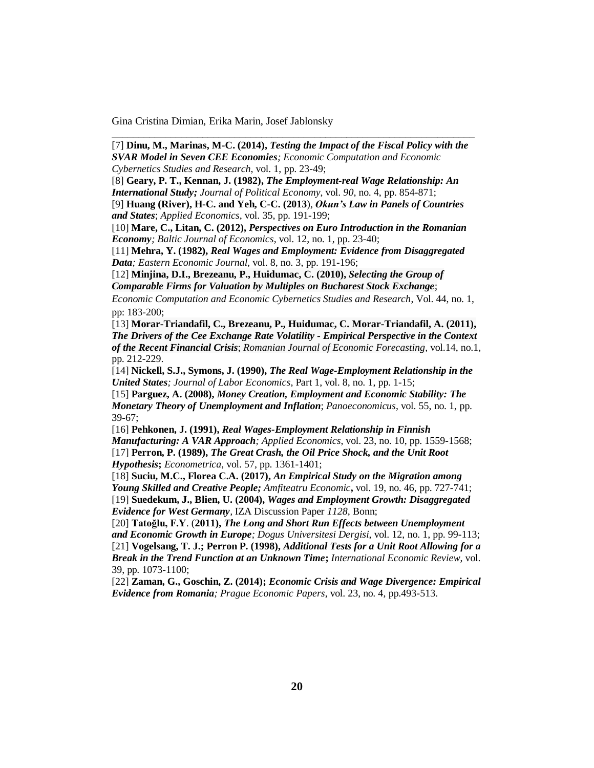[7] **Dinu, M., Marinas, M-C. (2014),** ***Testing the Impact of the Fiscal Policy with the SVAR Model in Seven CEE Economies****; Economic Computation and Economic Cybernetics Studies and Research*, vol. 1, pp. 23-49;

[8] **Geary, P. T., Kennan, J. (1982),** ***The Employment-real Wage Relationship: An International Study;*** *Journal of Political Economy*, vol. *90*, no. 4, pp. 854-871;

[9] **Huang (River), H-C. and Yeh, C-C. (2013**), ***Okun's Law in Panels of Countries and States***; *Applied Economics*, vol. 35, pp. 191-199;

[10] **Mare, C., Litan, C. (2012),** ***Perspectives on Euro Introduction in the Romanian Economy****; Baltic Journal of Economics*, vol. 12, no. 1, pp. 23-40;

[11] **Mehra, Y. (1982),** ***Real Wages and Employment: Evidence from Disaggregated Data****; Eastern Economic Journal*, vol. 8, no. 3, pp. 191-196;

[12] **Minjina, D.I., Brezeanu, P., Huidumac, C. (2010),** ***Selecting the Group of Comparable Firms for Valuation by Multiples on Bucharest Stock Exchange***; *Economic Computation and Economic Cybernetics Studies and Research*, Vol. 44, no. 1, pp: 183-200;

[13] **Morar-Triandafil, C., Brezeanu, P., Huidumac, C. Morar-Triandafil, A. (2011),** ***The Drivers of the Cee Exchange Rate Volatility - Empirical Perspective in the Context of the Recent Financial Crisis***; *Romanian Journal of Economic Forecasting*, vol.14, no.1, pp. 212-229.

[14] **Nickell, S.J., Symons, J. (1990),** ***The Real Wage-Employment Relationship in the United States****; Journal of Labor Economics*, Part 1, vol. 8, no. 1, pp. 1-15;

[15] **Parguez, A. (2008),** ***Money Creation, Employment and Economic Stability: The Monetary Theory of Unemployment and Inflation***; *Panoeconomicus*, vol. 55, no. 1, pp. 39-67;

[16] **Pehkonen, J. (1991),** ***Real Wages-Employment Relationship in Finnish Manufacturing: A VAR Approach****; Applied Economics*, vol. 23, no. 10, pp. 1559-1568;

[17] **Perron, P. (1989),** ***The Great Crash, the Oil Price Shock, and the Unit Root Hypothesis*****;** *Econometrica*, vol. 57, pp. 1361-1401;

[18] **Suciu, M.C., Florea C.A. (2017),** ***An Empirical Study on the Migration among Young Skilled and Creative People;*** *Amfiteatru Economic***,** vol. 19, no. 46, pp. 727-741;

[19] **Suedekum, J., Blien, U. (2004),** ***Wages and Employment Growth: Disaggregated Evidence for West Germany***, IZA Discussion Paper *1128*, Bonn;

[20] **Tatoğlu, F.Y**. (**2011),** ***The Long and Short Run Effects between Unemployment and Economic Growth in Europe****; Dogus Universitesi Dergisi*, vol. 12, no. 1, pp. 99-113;

[21] **Vogelsang, T. J.; Perron P. (1998),** ***Additional Tests for a Unit Root Allowing for a Break in the Trend Function at an Unknown Time*****;** *International Economic Review*, vol. 39, pp. 1073-1100;

[22] **Zaman, G., Goschin, Z. (2014);** ***Economic Crisis and Wage Divergence: Empirical Evidence from Romania****; Prague Economic Papers*, vol. 23, no. 4, pp.493-513.